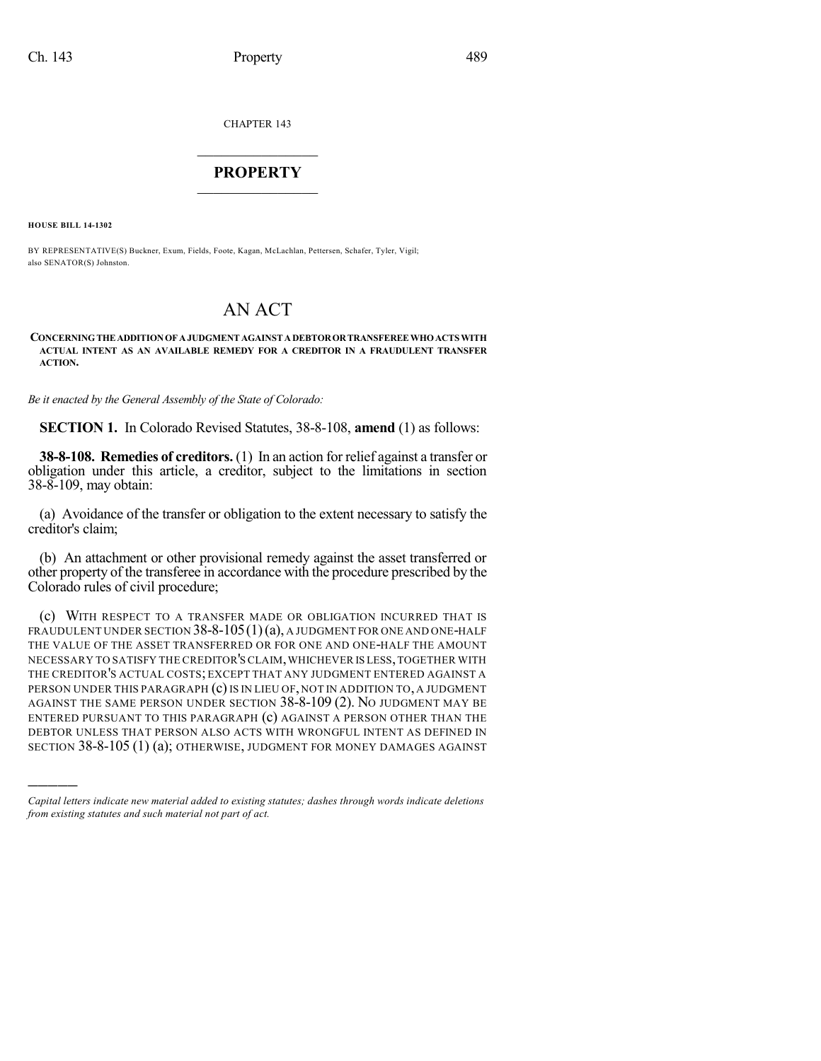CHAPTER 143

# PROPERTY

**HOUSE BILL 14-1302**

BY REPRESENTATIVE(S) Buckner, Exum, Fields, Foote, Kagan, McLachlan, Pettersen, Schafer, Tyler, Vigil; also SENATOR(S) Johnston.

# AN ACT

**CONCERNING THE ADDITION OF A JUDGMENT AGAINST A DEBTOR OR TRANSFEREE WHO ACTS WITH ACTUAL INTENT AS AN AVAILABLE REMEDY FOR A CREDITOR IN A FRAUDULENT TRANSFER ACTION.**

*Be it enacted by the General Assembly of the State of Colorado:*

**SECTION 1.** In Colorado Revised Statutes, 38-8-108, **amend** (1) as follows:

**38-8-108. Remedies of creditors.** (1) In an action for relief against a transfer or obligation under this article, a creditor, subject to the limitations in section 38-8-109, may obtain:

(a) Avoidance of the transfer or obligation to the extent necessary to satisfy the creditor's claim;

(b) An attachment or other provisional remedy against the asset transferred or other property of the transferee in accordance with the procedure prescribed by the Colorado rules of civil procedure;

(c) WITH RESPECT TO A TRANSFER MADE OR OBLIGATION INCURRED THAT IS FRAUDULENT UNDER SECTION 38-8-105 (1) (a), A JUDGMENT FOR ONE AND ONE-HALF THE VALUE OF THE ASSET TRANSFERRED OR FOR ONE AND ONE-HALF THE AMOUNT NECESSARY TO SATISFY THE CREDITOR'S CLAIM, WHICHEVER IS LESS, TOGETHER WITH THE CREDITOR'S ACTUAL COSTS; EXCEPT THAT ANY JUDGMENT ENTERED AGAINST A PERSON UNDER THIS PARAGRAPH (c) IS IN LIEU OF, NOT IN ADDITION TO, A JUDGMENT AGAINST THE SAME PERSON UNDER SECTION 38-8-109 (2). NO JUDGMENT MAY BE ENTERED PURSUANT TO THIS PARAGRAPH (c) AGAINST A PERSON OTHER THAN THE DEBTOR UNLESS THAT PERSON ALSO ACTS WITH WRONGFUL INTENT AS DEFINED IN SECTION 38-8-105 (1) (a); OTHERWISE, JUDGMENT FOR MONEY DAMAGES AGAINST

---

*Capital letters indicate new material added to existing statutes; dashes through words indicate deletions from existing statutes and such material not part of act.*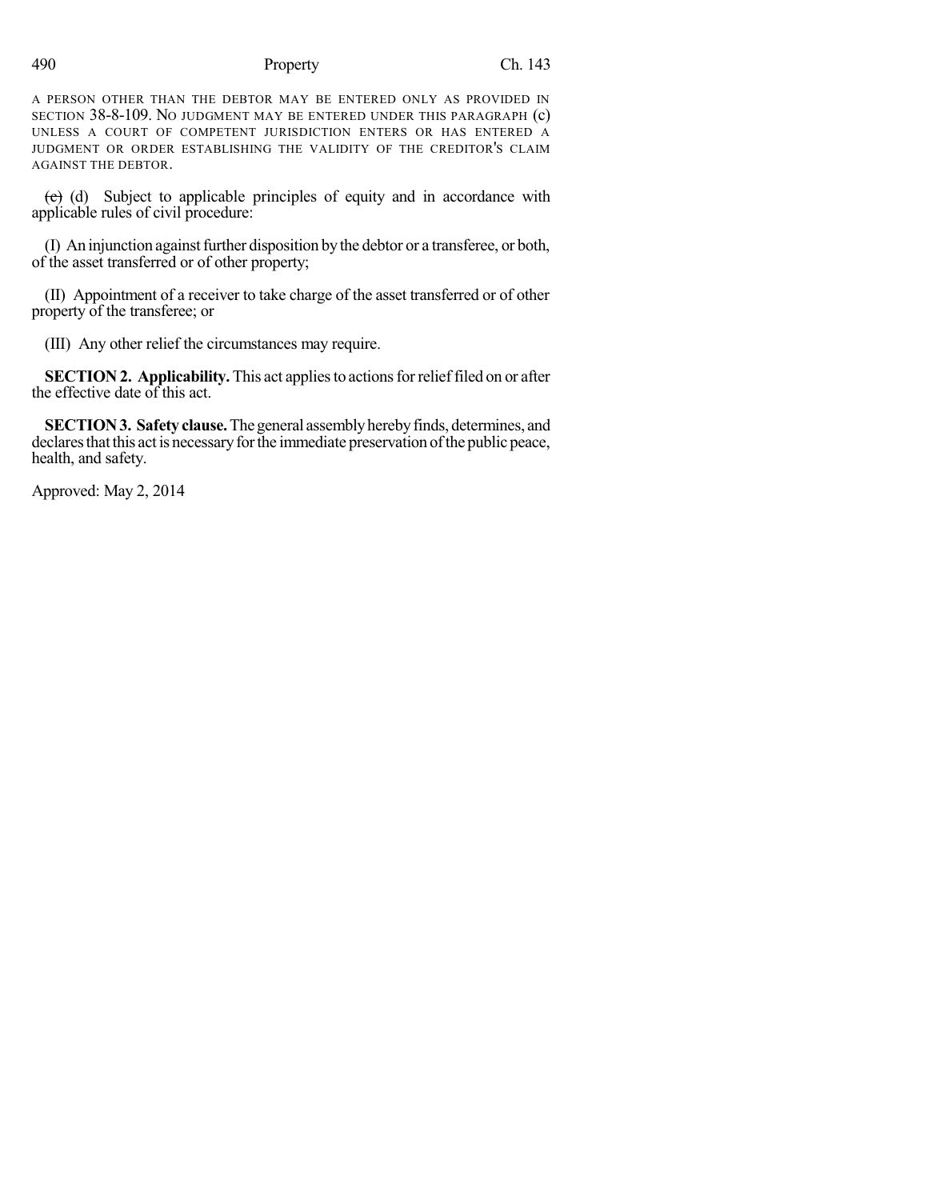A PERSON OTHER THAN THE DEBTOR MAY BE ENTERED ONLY AS PROVIDED IN SECTION 38-8-109. NO JUDGMENT MAY BE ENTERED UNDER THIS PARAGRAPH (c) UNLESS A COURT OF COMPETENT JURISDICTION ENTERS OR HAS ENTERED A JUDGMENT OR ORDER ESTABLISHING THE VALIDITY OF THE CREDITOR'S CLAIM AGAINST THE DEBTOR.

~~(c)~~ (d) Subject to applicable principles of equity and in accordance with applicable rules of civil procedure:

(I) An injunction against further disposition by the debtor or a transferee, or both, of the asset transferred or of other property;

(II) Appointment of a receiver to take charge of the asset transferred or of other property of the transferee; or

(III) Any other relief the circumstances may require.

**SECTION 2. Applicability.** This act applies to actions for relief filed on or after the effective date of this act.

**SECTION 3. Safety clause.** The general assembly hereby finds, determines, and declares that this act is necessary for the immediate preservation of the public peace, health, and safety.

Approved: May 2, 2014